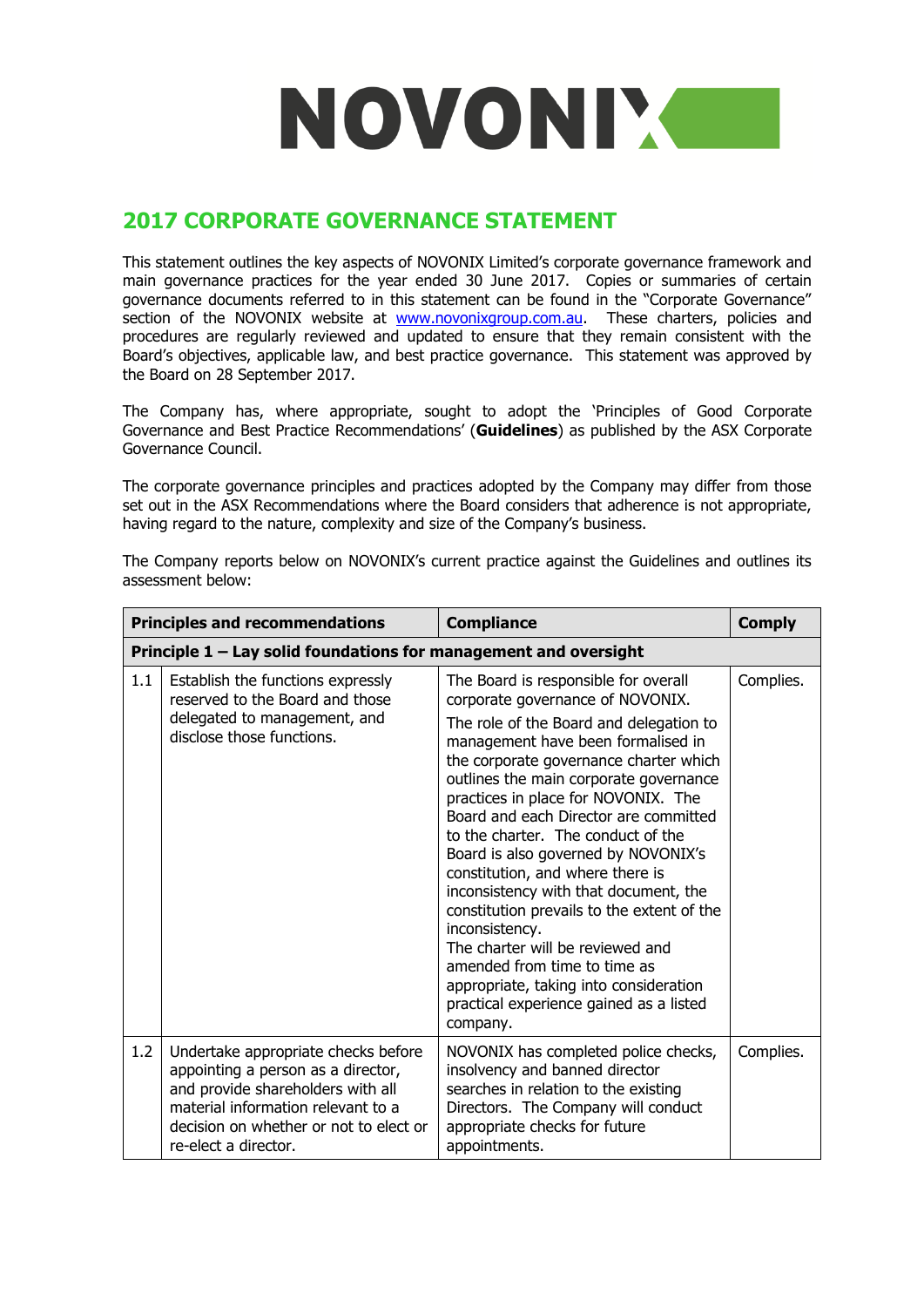# NOVONIX

## 2017 CORPORATE GOVERNANCE STATEMENT

This statement outlines the key aspects of NOVONIX Limited's corporate governance framework and main governance practices for the year ended 30 June 2017. Copies or summaries of certain governance documents referred to in this statement can be found in the "Corporate Governance" section of the NOVONIX website at www.novonixgroup.com.au. These charters, policies and procedures are regularly reviewed and updated to ensure that they remain consistent with the Board's objectives, applicable law, and best practice governance. This statement was approved by the Board on 28 September 2017.

The Company has, where appropriate, sought to adopt the 'Principles of Good Corporate Governance and Best Practice Recommendations' (**Guidelines**) as published by the ASX Corporate Governance Council.

The corporate governance principles and practices adopted by the Company may differ from those set out in the ASX Recommendations where the Board considers that adherence is not appropriate, having regard to the nature, complexity and size of the Company's business.

The Company reports below on NOVONIX's current practice against the Guidelines and outlines its assessment below:

| | Principles and recommendations | Compliance | Comply |
|---|---|---|---|
| **Principle 1 – Lay solid foundations for management and oversight** | | | |
| 1.1 | Establish the functions expressly reserved to the Board and those delegated to management, and disclose those functions. | The Board is responsible for overall corporate governance of NOVONIX.<br>The role of the Board and delegation to management have been formalised in the corporate governance charter which outlines the main corporate governance practices in place for NOVONIX. The Board and each Director are committed to the charter. The conduct of the Board is also governed by NOVONIX's constitution, and where there is inconsistency with that document, the constitution prevails to the extent of the inconsistency.<br>The charter will be reviewed and amended from time to time as appropriate, taking into consideration practical experience gained as a listed company. | Complies. |
| 1.2 | Undertake appropriate checks before appointing a person as a director, and provide shareholders with all material information relevant to a decision on whether or not to elect or re-elect a director. | NOVONIX has completed police checks, insolvency and banned director searches in relation to the existing Directors. The Company will conduct appropriate checks for future appointments. | Complies. |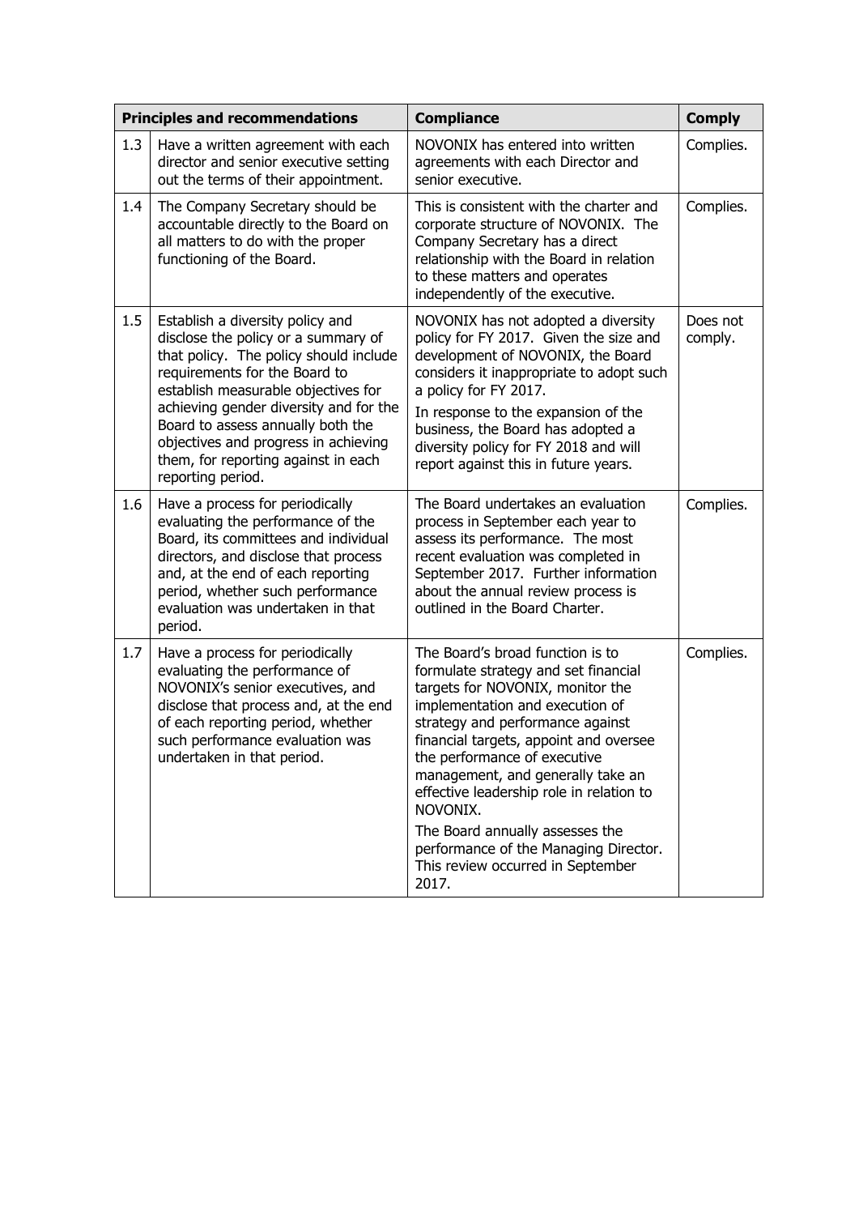| Principles and recommendations | | Compliance | Comply |
|---|---|---|---|
| 1.3 | Have a written agreement with each director and senior executive setting out the terms of their appointment. | NOVONIX has entered into written agreements with each Director and senior executive. | Complies. |
| 1.4 | The Company Secretary should be accountable directly to the Board on all matters to do with the proper functioning of the Board. | This is consistent with the charter and corporate structure of NOVONIX. The Company Secretary has a direct relationship with the Board in relation to these matters and operates independently of the executive. | Complies. |
| 1.5 | Establish a diversity policy and disclose the policy or a summary of that policy. The policy should include requirements for the Board to establish measurable objectives for achieving gender diversity and for the Board to assess annually both the objectives and progress in achieving them, for reporting against in each reporting period. | NOVONIX has not adopted a diversity policy for FY 2017. Given the size and development of NOVONIX, the Board considers it inappropriate to adopt such a policy for FY 2017.<br><br>In response to the expansion of the business, the Board has adopted a diversity policy for FY 2018 and will report against this in future years. | Does not comply. |
| 1.6 | Have a process for periodically evaluating the performance of the Board, its committees and individual directors, and disclose that process and, at the end of each reporting period, whether such performance evaluation was undertaken in that period. | The Board undertakes an evaluation process in September each year to assess its performance. The most recent evaluation was completed in September 2017. Further information about the annual review process is outlined in the Board Charter. | Complies. |
| 1.7 | Have a process for periodically evaluating the performance of NOVONIX's senior executives, and disclose that process and, at the end of each reporting period, whether such performance evaluation was undertaken in that period. | The Board's broad function is to formulate strategy and set financial targets for NOVONIX, monitor the implementation and execution of strategy and performance against financial targets, appoint and oversee the performance of executive management, and generally take an effective leadership role in relation to NOVONIX.<br><br>The Board annually assesses the performance of the Managing Director. This review occurred in September 2017. | Complies. |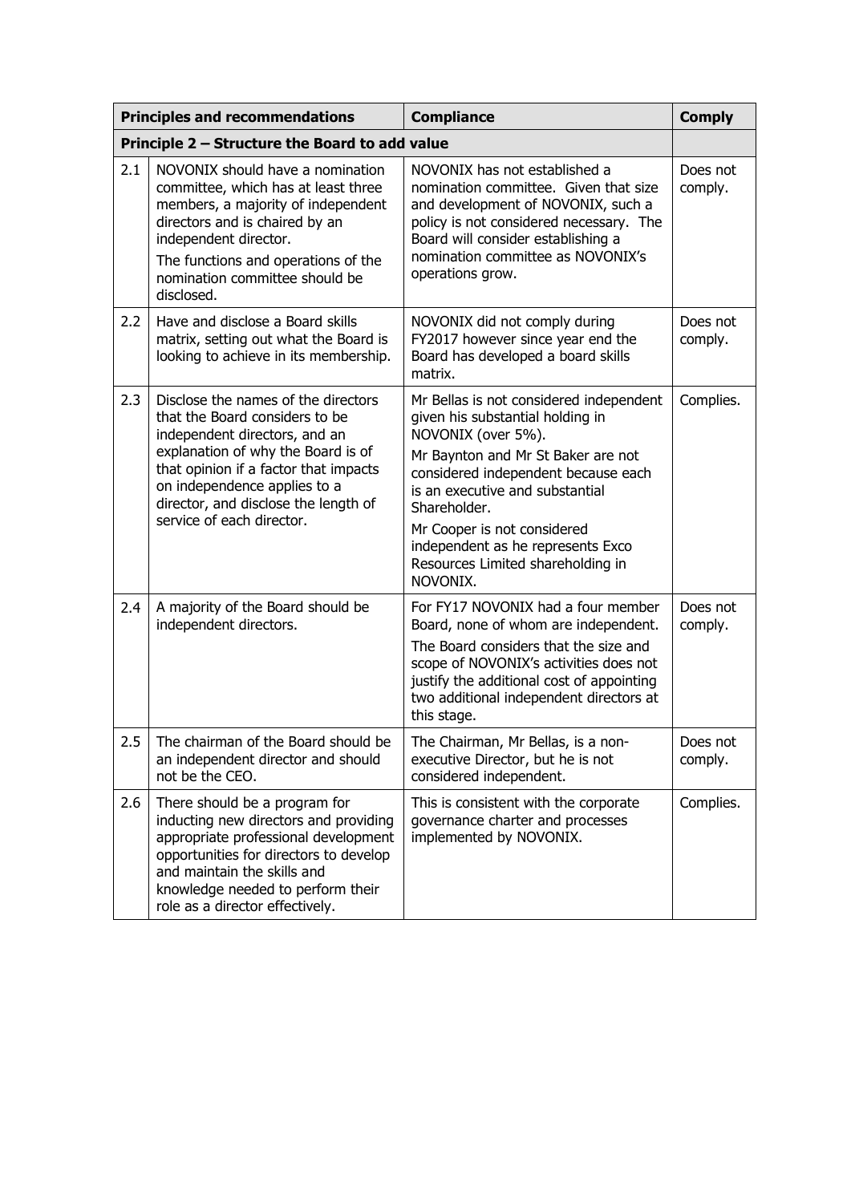| | Principles and recommendations | Compliance | Comply |
|---|---|---|---|
| **Principle 2 – Structure the Board to add value** | | | |
| 2.1 | NOVONIX should have a nomination committee, which has at least three members, a majority of independent directors and is chaired by an independent director.<br>The functions and operations of the nomination committee should be disclosed. | NOVONIX has not established a nomination committee. Given that size and development of NOVONIX, such a policy is not considered necessary. The Board will consider establishing a nomination committee as NOVONIX's operations grow. | Does not comply. |
| 2.2 | Have and disclose a Board skills matrix, setting out what the Board is looking to achieve in its membership. | NOVONIX did not comply during FY2017 however since year end the Board has developed a board skills matrix. | Does not comply. |
| 2.3 | Disclose the names of the directors that the Board considers to be independent directors, and an explanation of why the Board is of that opinion if a factor that impacts on independence applies to a director, and disclose the length of service of each director. | Mr Bellas is not considered independent given his substantial holding in NOVONIX (over 5%).<br>Mr Baynton and Mr St Baker are not considered independent because each is an executive and substantial Shareholder.<br>Mr Cooper is not considered independent as he represents Exco Resources Limited shareholding in NOVONIX. | Complies. |
| 2.4 | A majority of the Board should be independent directors. | For FY17 NOVONIX had a four member Board, none of whom are independent.<br>The Board considers that the size and scope of NOVONIX's activities does not justify the additional cost of appointing two additional independent directors at this stage. | Does not comply. |
| 2.5 | The chairman of the Board should be an independent director and should not be the CEO. | The Chairman, Mr Bellas, is a non-executive Director, but he is not considered independent. | Does not comply. |
| 2.6 | There should be a program for inducting new directors and providing appropriate professional development opportunities for directors to develop and maintain the skills and knowledge needed to perform their role as a director effectively. | This is consistent with the corporate governance charter and processes implemented by NOVONIX. | Complies. |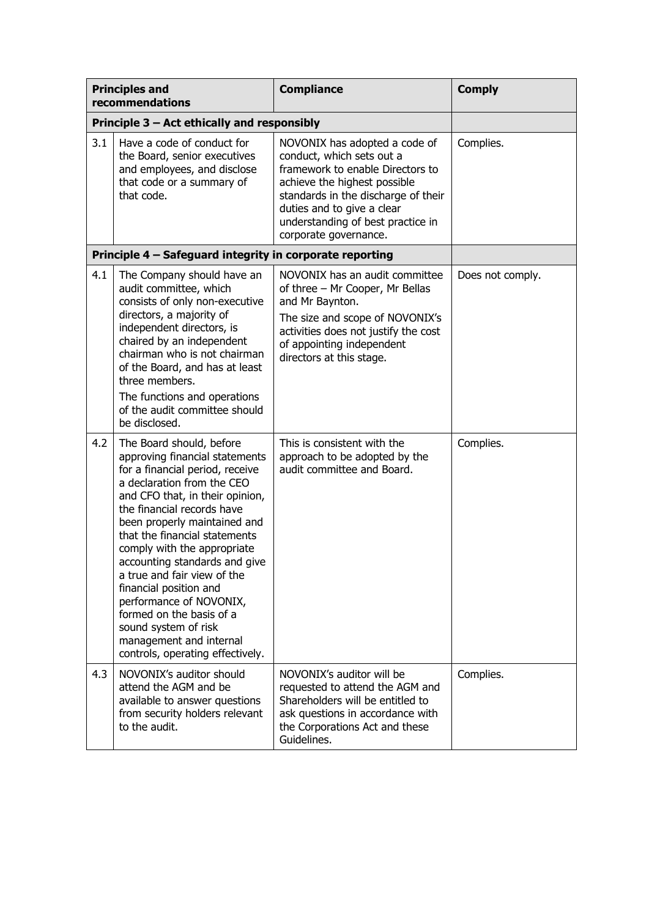| Principles and recommendations | | Compliance | Comply |
|---|---|---|---|
| **Principle 3 – Act ethically and responsibly** | | | |
| 3.1 | Have a code of conduct for the Board, senior executives and employees, and disclose that code or a summary of that code. | NOVONIX has adopted a code of conduct, which sets out a framework to enable Directors to achieve the highest possible standards in the discharge of their duties and to give a clear understanding of best practice in corporate governance. | Complies. |
| **Principle 4 – Safeguard integrity in corporate reporting** | | | |
| 4.1 | The Company should have an audit committee, which consists of only non-executive directors, a majority of independent directors, is chaired by an independent chairman who is not chairman of the Board, and has at least three members.<br><br>The functions and operations of the audit committee should be disclosed. | NOVONIX has an audit committee of three – Mr Cooper, Mr Bellas and Mr Baynton.<br><br>The size and scope of NOVONIX's activities does not justify the cost of appointing independent directors at this stage. | Does not comply. |
| 4.2 | The Board should, before approving financial statements for a financial period, receive a declaration from the CEO and CFO that, in their opinion, the financial records have been properly maintained and that the financial statements comply with the appropriate accounting standards and give a true and fair view of the financial position and performance of NOVONIX, formed on the basis of a sound system of risk management and internal controls, operating effectively. | This is consistent with the approach to be adopted by the audit committee and Board. | Complies. |
| 4.3 | NOVONIX's auditor should attend the AGM and be available to answer questions from security holders relevant to the audit. | NOVONIX's auditor will be requested to attend the AGM and Shareholders will be entitled to ask questions in accordance with the Corporations Act and these Guidelines. | Complies. |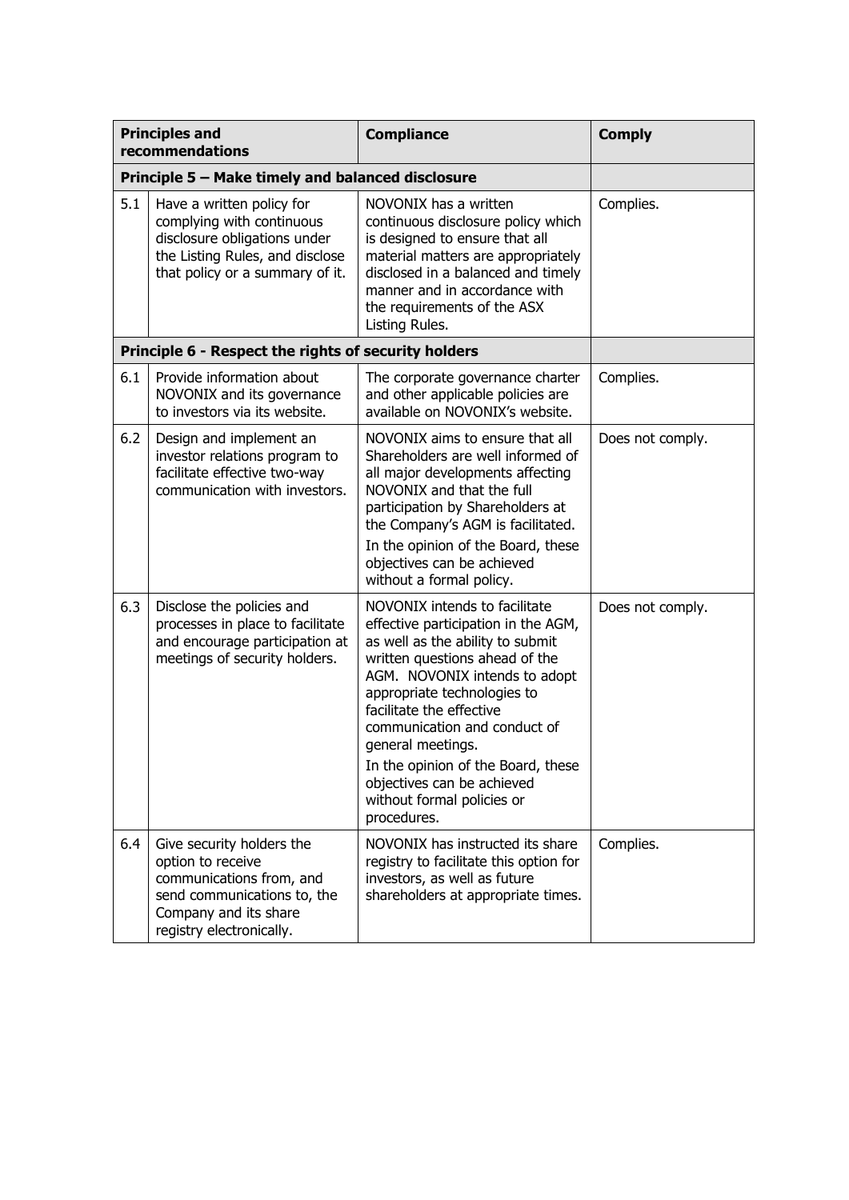| Principles and recommendations | | Compliance | Comply |
|---|---|---|---|
| **Principle 5 – Make timely and balanced disclosure** | | | |
| 5.1 | Have a written policy for complying with continuous disclosure obligations under the Listing Rules, and disclose that policy or a summary of it. | NOVONIX has a written continuous disclosure policy which is designed to ensure that all material matters are appropriately disclosed in a balanced and timely manner and in accordance with the requirements of the ASX Listing Rules. | Complies. |
| **Principle 6 - Respect the rights of security holders** | | | |
| 6.1 | Provide information about NOVONIX and its governance to investors via its website. | The corporate governance charter and other applicable policies are available on NOVONIX's website. | Complies. |
| 6.2 | Design and implement an investor relations program to facilitate effective two-way communication with investors. | NOVONIX aims to ensure that all Shareholders are well informed of all major developments affecting NOVONIX and that the full participation by Shareholders at the Company's AGM is facilitated. In the opinion of the Board, these objectives can be achieved without a formal policy. | Does not comply. |
| 6.3 | Disclose the policies and processes in place to facilitate and encourage participation at meetings of security holders. | NOVONIX intends to facilitate effective participation in the AGM, as well as the ability to submit written questions ahead of the AGM. NOVONIX intends to adopt appropriate technologies to facilitate the effective communication and conduct of general meetings. In the opinion of the Board, these objectives can be achieved without formal policies or procedures. | Does not comply. |
| 6.4 | Give security holders the option to receive communications from, and send communications to, the Company and its share registry electronically. | NOVONIX has instructed its share registry to facilitate this option for investors, as well as future shareholders at appropriate times. | Complies. |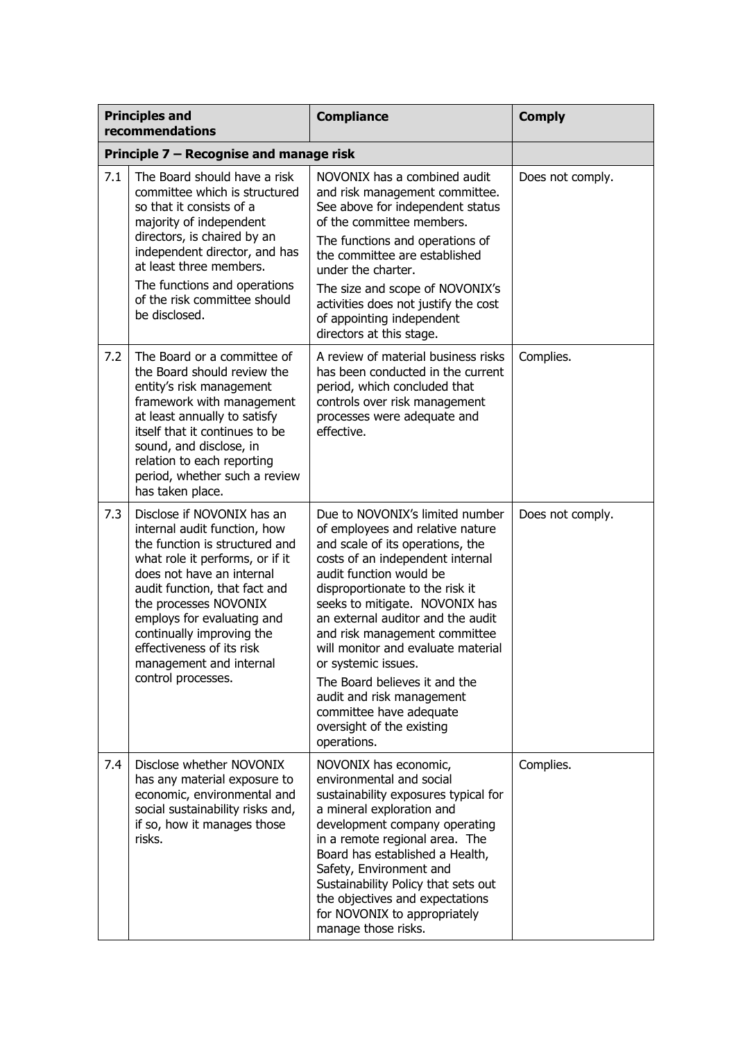| Principles and recommendations | | Compliance | Comply |
| --- | --- | --- | --- |
| **Principle 7 – Recognise and manage risk** | | | |
| 7.1 | The Board should have a risk committee which is structured so that it consists of a majority of independent directors, is chaired by an independent director, and has at least three members.<br>The functions and operations of the risk committee should be disclosed. | NOVONIX has a combined audit and risk management committee. See above for independent status of the committee members.<br>The functions and operations of the committee are established under the charter.<br>The size and scope of NOVONIX's activities does not justify the cost of appointing independent directors at this stage. | Does not comply. |
| 7.2 | The Board or a committee of the Board should review the entity's risk management framework with management at least annually to satisfy itself that it continues to be sound, and disclose, in relation to each reporting period, whether such a review has taken place. | A review of material business risks has been conducted in the current period, which concluded that controls over risk management processes were adequate and effective. | Complies. |
| 7.3 | Disclose if NOVONIX has an internal audit function, how the function is structured and what role it performs, or if it does not have an internal audit function, that fact and the processes NOVONIX employs for evaluating and continually improving the effectiveness of its risk management and internal control processes. | Due to NOVONIX's limited number of employees and relative nature and scale of its operations, the costs of an independent internal audit function would be disproportionate to the risk it seeks to mitigate. NOVONIX has an external auditor and the audit and risk management committee will monitor and evaluate material or systemic issues.<br>The Board believes it and the audit and risk management committee have adequate oversight of the existing operations. | Does not comply. |
| 7.4 | Disclose whether NOVONIX has any material exposure to economic, environmental and social sustainability risks and, if so, how it manages those risks. | NOVONIX has economic, environmental and social sustainability exposures typical for a mineral exploration and development company operating in a remote regional area. The Board has established a Health, Safety, Environment and Sustainability Policy that sets out the objectives and expectations for NOVONIX to appropriately manage those risks. | Complies. |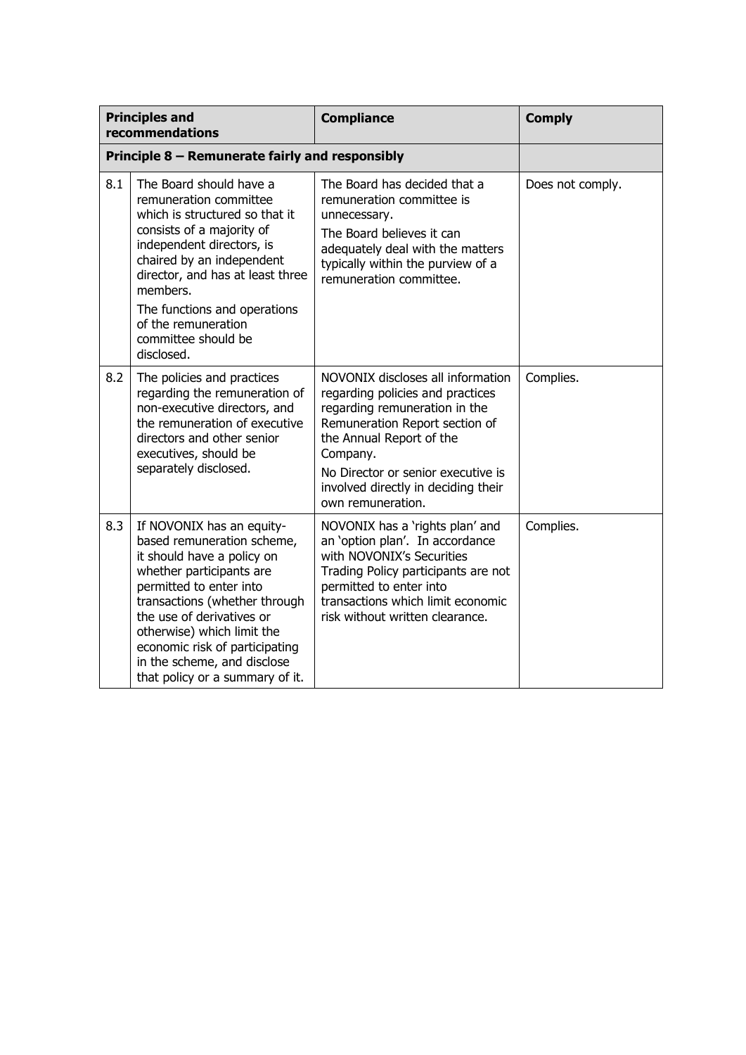| Principles and recommendations | | Compliance | Comply |
|---|---|---|---|
| **Principle 8 – Remunerate fairly and responsibly** | | | |
| 8.1 | The Board should have a remuneration committee which is structured so that it consists of a majority of independent directors, is chaired by an independent director, and has at least three members.<br>The functions and operations of the remuneration committee should be disclosed. | The Board has decided that a remuneration committee is unnecessary.<br>The Board believes it can adequately deal with the matters typically within the purview of a remuneration committee. | Does not comply. |
| 8.2 | The policies and practices regarding the remuneration of non-executive directors, and the remuneration of executive directors and other senior executives, should be separately disclosed. | NOVONIX discloses all information regarding policies and practices regarding remuneration in the Remuneration Report section of the Annual Report of the Company.<br>No Director or senior executive is involved directly in deciding their own remuneration. | Complies. |
| 8.3 | If NOVONIX has an equity-based remuneration scheme, it should have a policy on whether participants are permitted to enter into transactions (whether through the use of derivatives or otherwise) which limit the economic risk of participating in the scheme, and disclose that policy or a summary of it. | NOVONIX has a 'rights plan' and an 'option plan'. In accordance with NOVONIX's Securities Trading Policy participants are not permitted to enter into transactions which limit economic risk without written clearance. | Complies. |